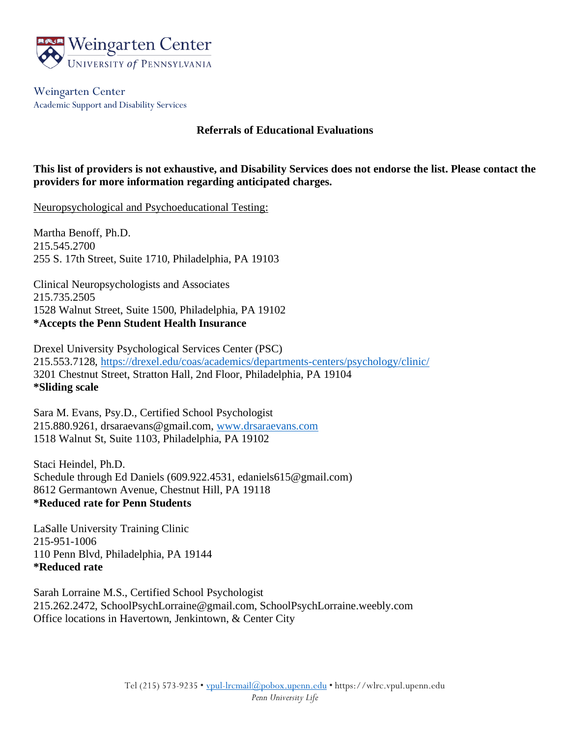Weingarten Center
Academic Support and Disability Services

## Referrals of Educational Evaluations

**This list of providers is not exhaustive, and Disability Services does not endorse the list. Please contact the providers for more information regarding anticipated charges.**

Neuropsychological and Psychoeducational Testing:

Martha Benoff, Ph.D.
215.545.2700
255 S. 17th Street, Suite 1710, Philadelphia, PA 19103

Clinical Neuropsychologists and Associates
215.735.2505
1528 Walnut Street, Suite 1500, Philadelphia, PA 19102
**\*Accepts the Penn Student Health Insurance**

Drexel University Psychological Services Center (PSC)
215.553.7128, https://drexel.edu/coas/academics/departments-centers/psychology/clinic/
3201 Chestnut Street, Stratton Hall, 2nd Floor, Philadelphia, PA 19104
**\*Sliding scale**

Sara M. Evans, Psy.D., Certified School Psychologist
215.880.9261, drsaraevans@gmail.com, www.drsaraevans.com
1518 Walnut St, Suite 1103, Philadelphia, PA 19102

Staci Heindel, Ph.D.
Schedule through Ed Daniels (609.922.4531, edaniels615@gmail.com)
8612 Germantown Avenue, Chestnut Hill, PA 19118
**\*Reduced rate for Penn Students**

LaSalle University Training Clinic
215-951-1006
110 Penn Blvd, Philadelphia, PA 19144
**\*Reduced rate**

Sarah Lorraine M.S., Certified School Psychologist
215.262.2472, SchoolPsychLorraine@gmail.com, SchoolPsychLorraine.weebly.com
Office locations in Havertown, Jenkintown, & Center City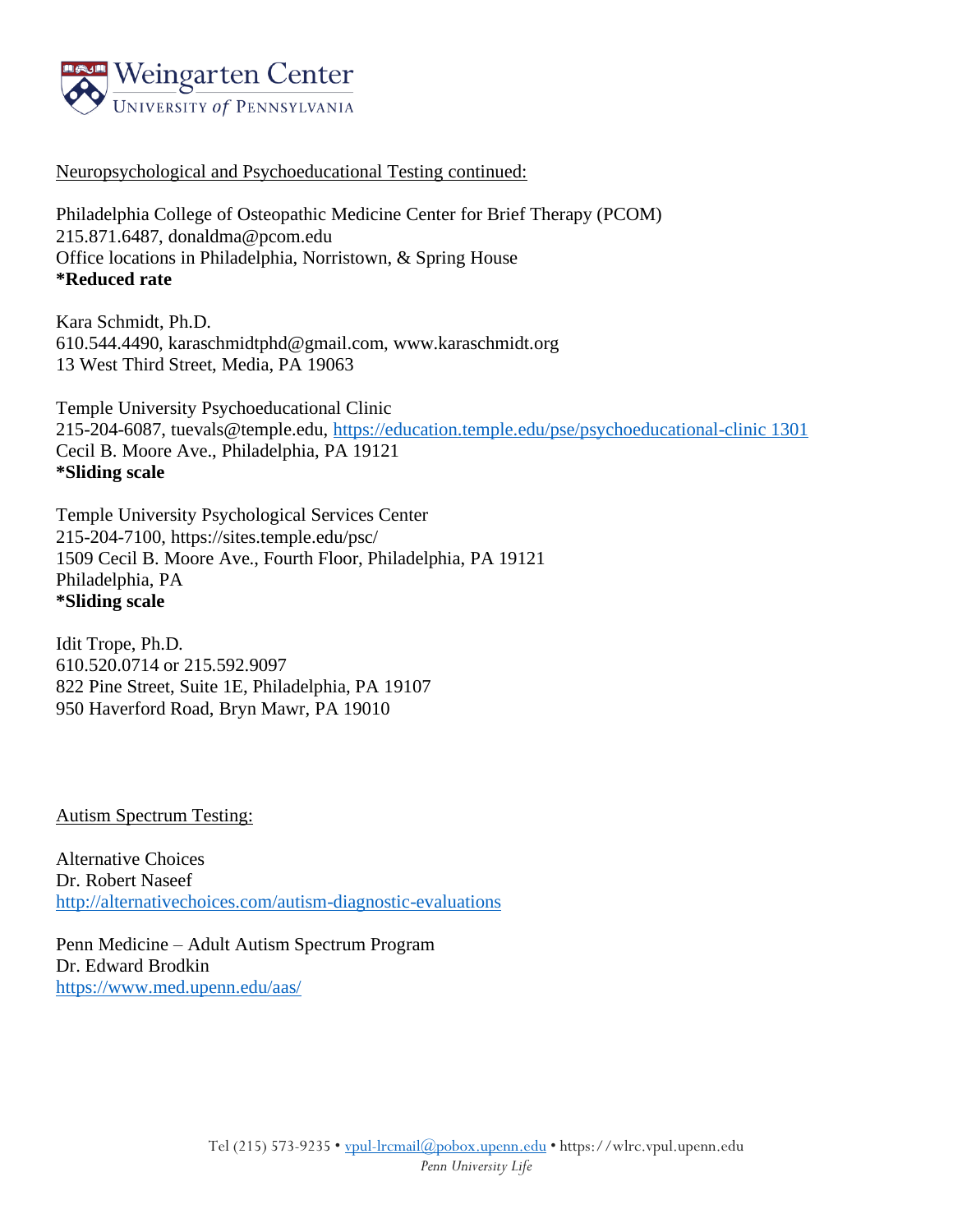Neuropsychological and Psychoeducational Testing continued:

Philadelphia College of Osteopathic Medicine Center for Brief Therapy (PCOM)
215.871.6487, donaldma@pcom.edu
Office locations in Philadelphia, Norristown, & Spring House
**\*Reduced rate**

Kara Schmidt, Ph.D.
610.544.4490, karaschmidtphd@gmail.com, www.karaschmidt.org
13 West Third Street, Media, PA 19063

Temple University Psychoeducational Clinic
215-204-6087, tuevals@temple.edu, https://education.temple.edu/pse/psychoeducational-clinic 1301
Cecil B. Moore Ave., Philadelphia, PA 19121
**\*Sliding scale**

Temple University Psychological Services Center
215-204-7100, https://sites.temple.edu/psc/
1509 Cecil B. Moore Ave., Fourth Floor, Philadelphia, PA 19121
Philadelphia, PA
**\*Sliding scale**

Idit Trope, Ph.D.
610.520.0714 or 215.592.9097
822 Pine Street, Suite 1E, Philadelphia, PA 19107
950 Haverford Road, Bryn Mawr, PA 19010

Autism Spectrum Testing:

Alternative Choices
Dr. Robert Naseef
http://alternativechoices.com/autism-diagnostic-evaluations

Penn Medicine – Adult Autism Spectrum Program
Dr. Edward Brodkin
https://www.med.upenn.edu/aas/